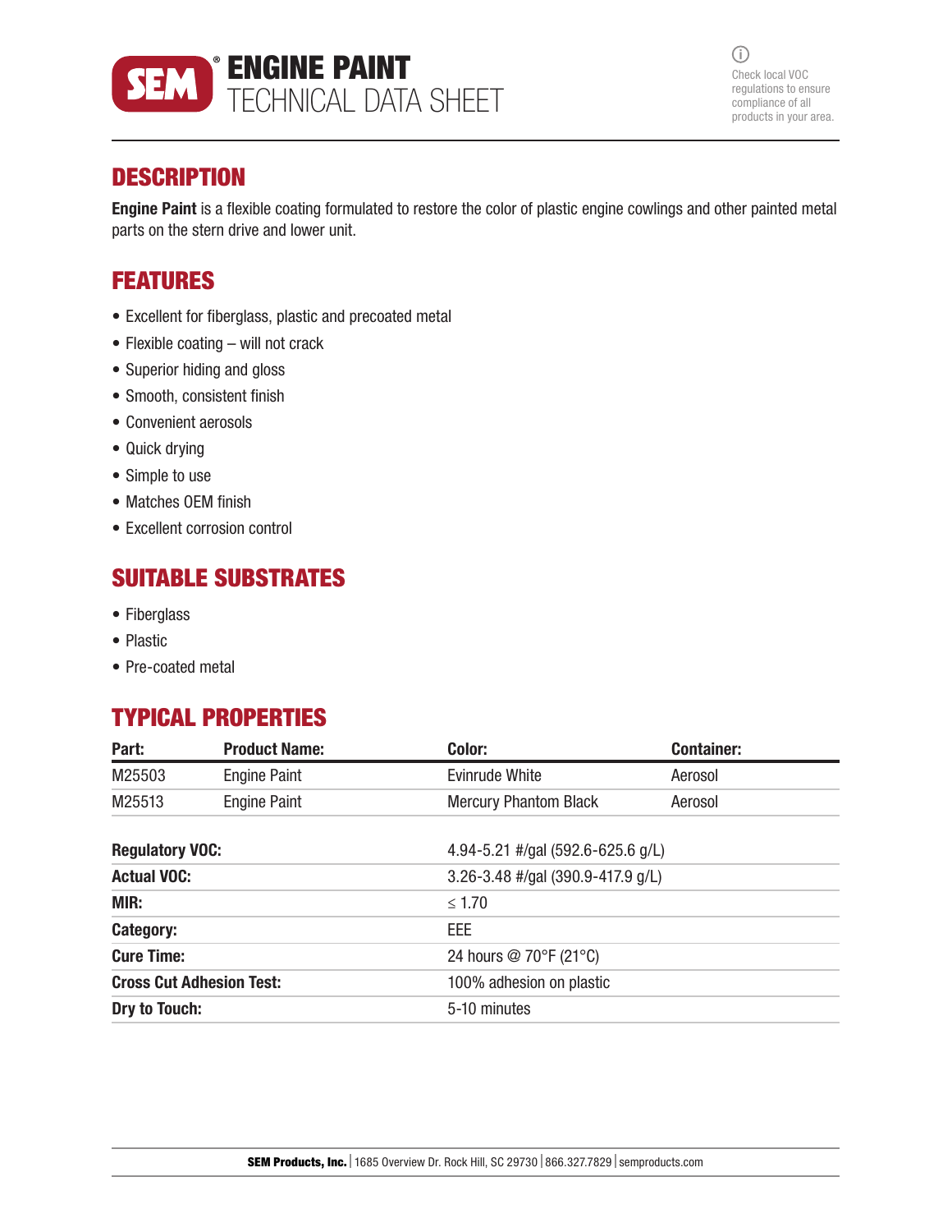# SEM® ENGINE PAINT TECHNICAL DATA SHEET

Check local VOC regulations to ensure compliance of all products in your area.

## DESCRIPTION

**Engine Paint** is a flexible coating formulated to restore the color of plastic engine cowlings and other painted metal parts on the stern drive and lower unit.

## FEATURES

- Excellent for fiberglass, plastic and precoated metal
- Flexible coating – will not crack
- Superior hiding and gloss
- Smooth, consistent finish
- Convenient aerosols
- Quick drying
- Simple to use
- Matches OEM finish
- Excellent corrosion control

## SUITABLE SUBSTRATES

- Fiberglass
- Plastic
- Pre-coated metal

## TYPICAL PROPERTIES

| Part: | Product Name: | Color: | Container: |
|---|---|---|---|
| M25503 | Engine Paint | Evinrude White | Aerosol |
| M25513 | Engine Paint | Mercury Phantom Black | Aerosol |

| | |
|---|---|
| **Regulatory VOC:** | 4.94-5.21 #/gal (592.6-625.6 g/L) |
| **Actual VOC:** | 3.26-3.48 #/gal (390.9-417.9 g/L) |
| **MIR:** | ≤ 1.70 |
| **Category:** | EEE |
| **Cure Time:** | 24 hours @ 70°F (21°C) |
| **Cross Cut Adhesion Test:** | 100% adhesion on plastic |
| **Dry to Touch:** | 5-10 minutes |

**SEM Products, Inc.** | 1685 Overview Dr. Rock Hill, SC 29730 | 866.327.7829 | semproducts.com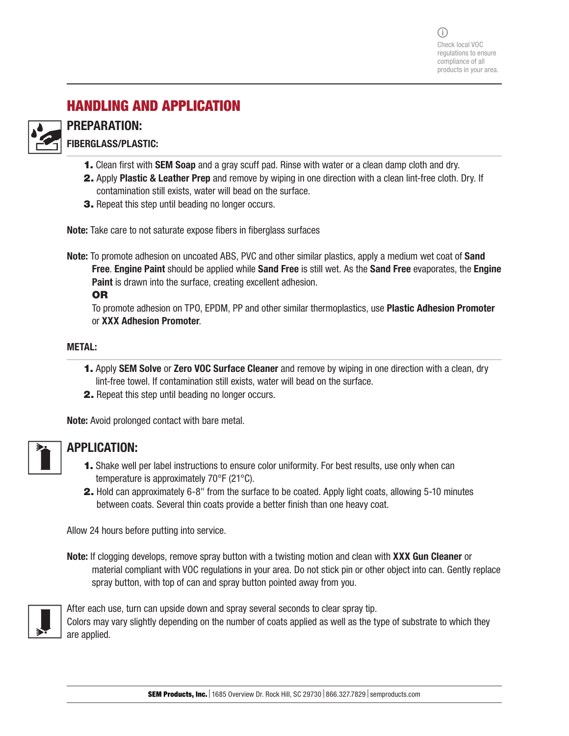Check local VOC regulations to ensure compliance of all products in your area.

## HANDLING AND APPLICATION

### PREPARATION:

**FIBERGLASS/PLASTIC:**

1. Clean first with **SEM Soap** and a gray scuff pad. Rinse with water or a clean damp cloth and dry.
2. Apply **Plastic & Leather Prep** and remove by wiping in one direction with a clean lint-free cloth. Dry. If contamination still exists, water will bead on the surface.
3. Repeat this step until beading no longer occurs.

**Note:** Take care to not saturate expose fibers in fiberglass surfaces

**Note:** To promote adhesion on uncoated ABS, PVC and other similar plastics, apply a medium wet coat of **Sand Free**. **Engine Paint** should be applied while **Sand Free** is still wet. As the **Sand Free** evaporates, the **Engine Paint** is drawn into the surface, creating excellent adhesion.

**OR**

To promote adhesion on TPO, EPDM, PP and other similar thermoplastics, use **Plastic Adhesion Promoter** or **XXX Adhesion Promoter**.

**METAL:**

1. Apply **SEM Solve** or **Zero VOC Surface Cleaner** and remove by wiping in one direction with a clean, dry lint-free towel. If contamination still exists, water will bead on the surface.
2. Repeat this step until beading no longer occurs.

**Note:** Avoid prolonged contact with bare metal.

### APPLICATION:

1. Shake well per label instructions to ensure color uniformity. For best results, use only when can temperature is approximately 70°F (21°C).
2. Hold can approximately 6-8" from the surface to be coated. Apply light coats, allowing 5-10 minutes between coats. Several thin coats provide a better finish than one heavy coat.

Allow 24 hours before putting into service.

**Note:** If clogging develops, remove spray button with a twisting motion and clean with **XXX Gun Cleaner** or material compliant with VOC regulations in your area. Do not stick pin or other object into can. Gently replace spray button, with top of can and spray button pointed away from you.

After each use, turn can upside down and spray several seconds to clear spray tip.
Colors may vary slightly depending on the number of coats applied as well as the type of substrate to which they are applied.

**SEM Products, Inc.** | 1685 Overview Dr. Rock Hill, SC 29730 | 866.327.7829 | semproducts.com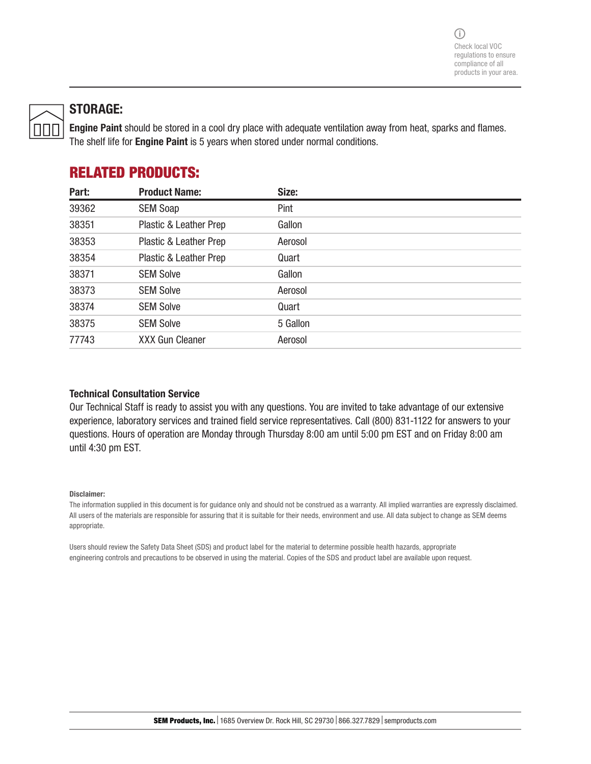Check local VOC regulations to ensure compliance of all products in your area.

## STORAGE:

**Engine Paint** should be stored in a cool dry place with adequate ventilation away from heat, sparks and flames. The shelf life for **Engine Paint** is 5 years when stored under normal conditions.

## RELATED PRODUCTS:

| Part: | Product Name: | Size: |
|---|---|---|
| 39362 | SEM Soap | Pint |
| 38351 | Plastic & Leather Prep | Gallon |
| 38353 | Plastic & Leather Prep | Aerosol |
| 38354 | Plastic & Leather Prep | Quart |
| 38371 | SEM Solve | Gallon |
| 38373 | SEM Solve | Aerosol |
| 38374 | SEM Solve | Quart |
| 38375 | SEM Solve | 5 Gallon |
| 77743 | XXX Gun Cleaner | Aerosol |

**Technical Consultation Service**

Our Technical Staff is ready to assist you with any questions. You are invited to take advantage of our extensive experience, laboratory services and trained field service representatives. Call (800) 831-1122 for answers to your questions. Hours of operation are Monday through Thursday 8:00 am until 5:00 pm EST and on Friday 8:00 am until 4:30 pm EST.

**Disclaimer:**

The information supplied in this document is for guidance only and should not be construed as a warranty. All implied warranties are expressly disclaimed. All users of the materials are responsible for assuring that it is suitable for their needs, environment and use. All data subject to change as SEM deems appropriate.

Users should review the Safety Data Sheet (SDS) and product label for the material to determine possible health hazards, appropriate engineering controls and precautions to be observed in using the material. Copies of the SDS and product label are available upon request.

**SEM Products, Inc.** | 1685 Overview Dr. Rock Hill, SC 29730 | 866.327.7829 | semproducts.com